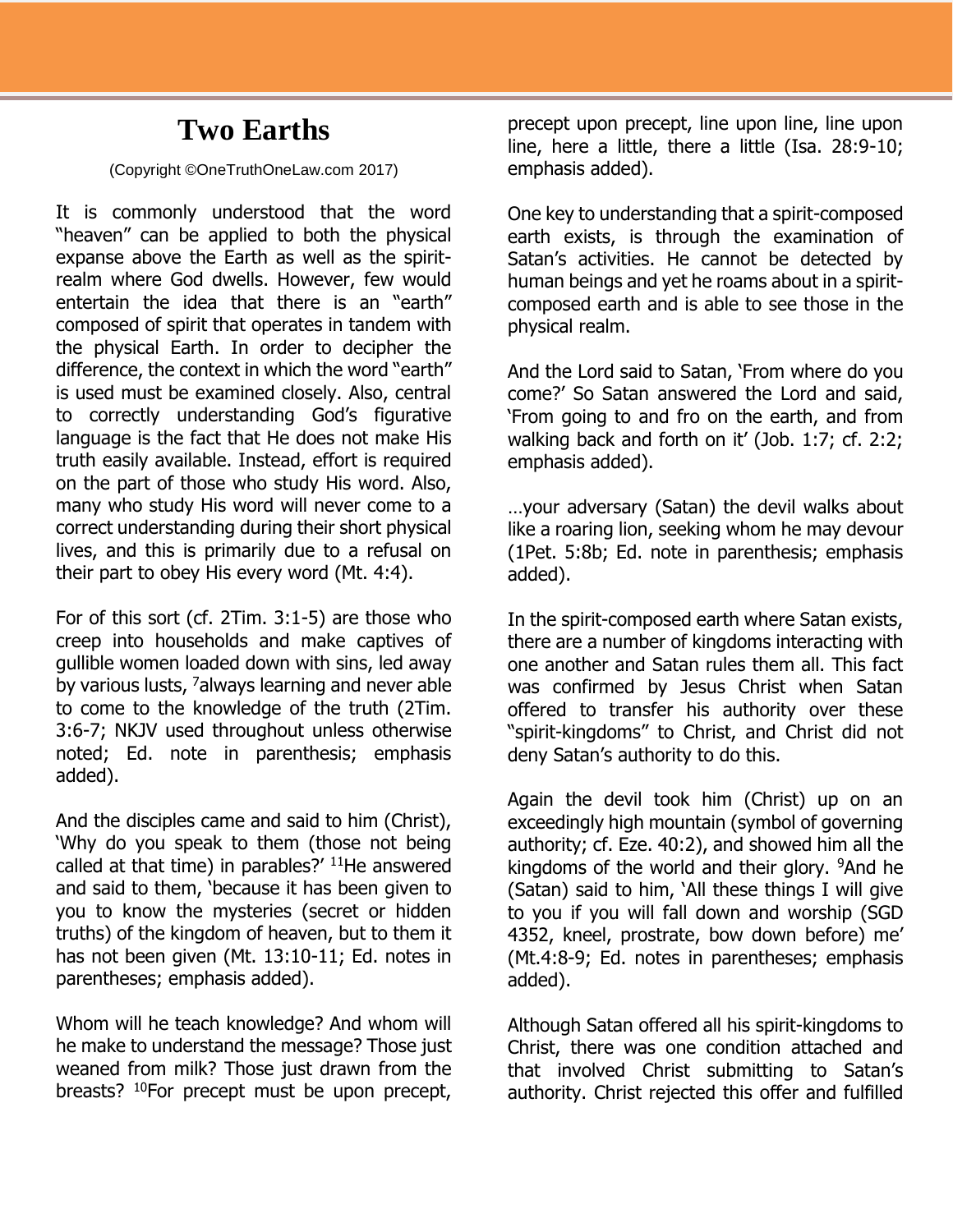# Two Earths

(Copyright ©OneTruthOneLaw.com 2017)

It is commonly understood that the word "heaven" can be applied to both the physical expanse above the Earth as well as the spirit-realm where God dwells. However, few would entertain the idea that there is an "earth" composed of spirit that operates in tandem with the physical Earth. In order to decipher the difference, the context in which the word "earth" is used must be examined closely. Also, central to correctly understanding God's figurative language is the fact that He does not make His truth easily available. Instead, effort is required on the part of those who study His word. Also, many who study His word will never come to a correct understanding during their short physical lives, and this is primarily due to a refusal on their part to obey His every word (Mt. 4:4).

For of this sort (cf. 2Tim. 3:1-5) are those who creep into households and make captives of gullible women loaded down with sins, led away by various lusts, [7]always learning and never able to come to the knowledge of the truth (2Tim. 3:6-7; NKJV used throughout unless otherwise noted; Ed. note in parenthesis; emphasis added).

And the disciples came and said to him (Christ), 'Why do you speak to them (those not being called at that time) in parables?' [11]He answered and said to them, 'because it has been given to you to know the mysteries (secret or hidden truths) of the kingdom of heaven, but to them it has not been given (Mt. 13:10-11; Ed. notes in parentheses; emphasis added).

Whom will he teach knowledge? And whom will he make to understand the message? Those just weaned from milk? Those just drawn from the breasts? [10]For precept must be upon precept, precept upon precept, line upon line, line upon line, here a little, there a little (Isa. 28:9-10; emphasis added).

One key to understanding that a spirit-composed earth exists, is through the examination of Satan's activities. He cannot be detected by human beings and yet he roams about in a spirit-composed earth and is able to see those in the physical realm.

And the Lord said to Satan, 'From where do you come?' So Satan answered the Lord and said, 'From going to and fro on the earth, and from walking back and forth on it' (Job. 1:7; cf. 2:2; emphasis added).

…your adversary (Satan) the devil walks about like a roaring lion, seeking whom he may devour (1Pet. 5:8b; Ed. note in parenthesis; emphasis added).

In the spirit-composed earth where Satan exists, there are a number of kingdoms interacting with one another and Satan rules them all. This fact was confirmed by Jesus Christ when Satan offered to transfer his authority over these "spirit-kingdoms" to Christ, and Christ did not deny Satan's authority to do this.

Again the devil took him (Christ) up on an exceedingly high mountain (symbol of governing authority; cf. Eze. 40:2), and showed him all the kingdoms of the world and their glory. [9]And he (Satan) said to him, 'All these things I will give to you if you will fall down and worship (SGD 4352, kneel, prostrate, bow down before) me' (Mt.4:8-9; Ed. notes in parentheses; emphasis added).

Although Satan offered all his spirit-kingdoms to Christ, there was one condition attached and that involved Christ submitting to Satan's authority. Christ rejected this offer and fulfilled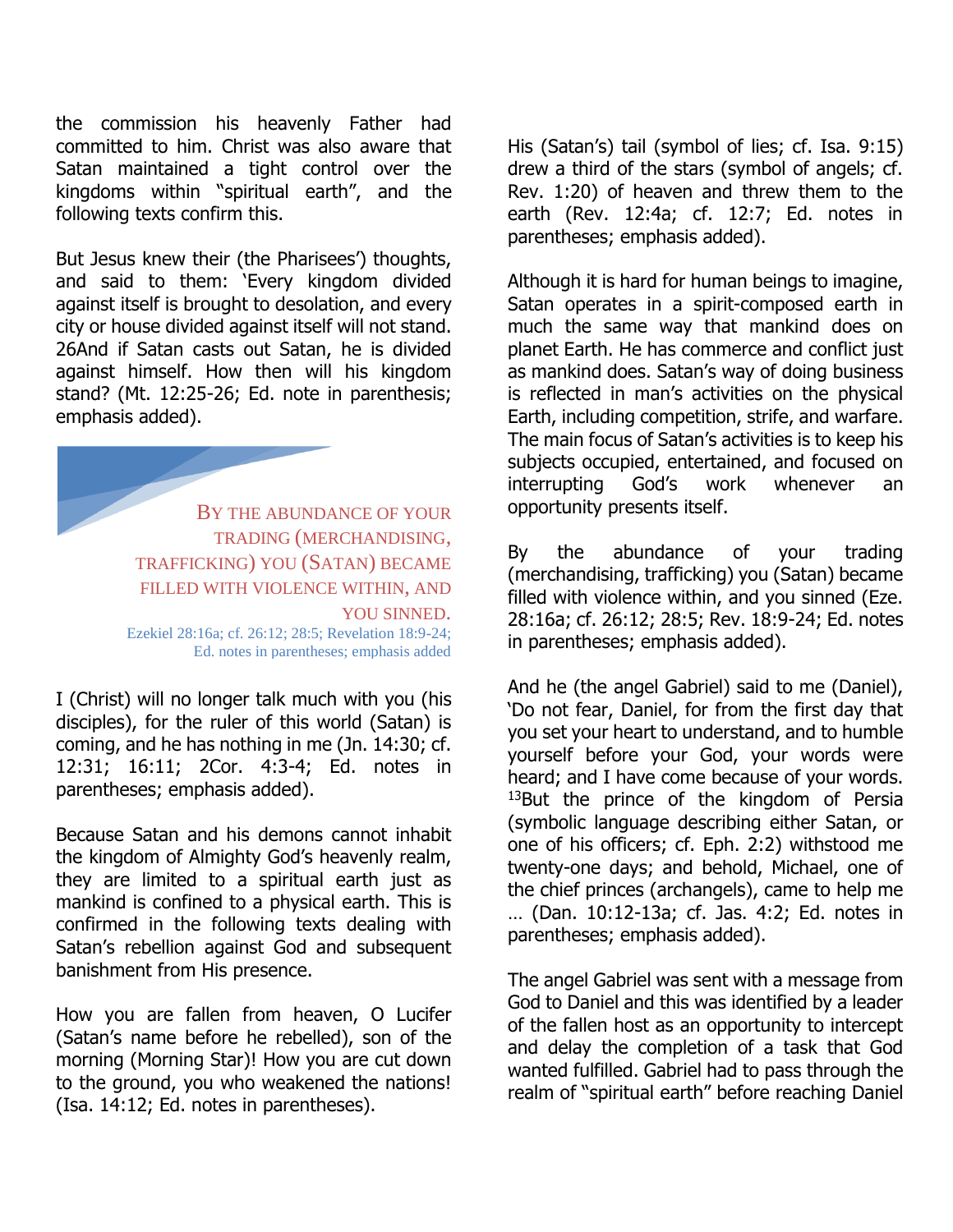the commission his heavenly Father had committed to him. Christ was also aware that Satan maintained a tight control over the kingdoms within "spiritual earth", and the following texts confirm this.

But Jesus knew their (the Pharisees') thoughts, and said to them: 'Every kingdom divided against itself is brought to desolation, and every city or house divided against itself will not stand. 26And if Satan casts out Satan, he is divided against himself. How then will his kingdom stand? (Mt. 12:25-26; Ed. note in parenthesis; emphasis added).

> BY THE ABUNDANCE OF YOUR TRADING (MERCHANDISING, TRAFFICKING) YOU (SATAN) BECAME FILLED WITH VIOLENCE WITHIN, AND YOU SINNED.
>
> Ezekiel 28:16a; cf. 26:12; 28:5; Revelation 18:9-24; Ed. notes in parentheses; emphasis added

I (Christ) will no longer talk much with you (his disciples), for the ruler of this world (Satan) is coming, and he has nothing in me (Jn. 14:30; cf. 12:31; 16:11; 2Cor. 4:3-4; Ed. notes in parentheses; emphasis added).

Because Satan and his demons cannot inhabit the kingdom of Almighty God's heavenly realm, they are limited to a spiritual earth just as mankind is confined to a physical earth. This is confirmed in the following texts dealing with Satan's rebellion against God and subsequent banishment from His presence.

How you are fallen from heaven, O Lucifer (Satan's name before he rebelled), son of the morning (Morning Star)! How you are cut down to the ground, you who weakened the nations! (Isa. 14:12; Ed. notes in parentheses).

His (Satan's) tail (symbol of lies; cf. Isa. 9:15) drew a third of the stars (symbol of angels; cf. Rev. 1:20) of heaven and threw them to the earth (Rev. 12:4a; cf. 12:7; Ed. notes in parentheses; emphasis added).

Although it is hard for human beings to imagine, Satan operates in a spirit-composed earth in much the same way that mankind does on planet Earth. He has commerce and conflict just as mankind does. Satan's way of doing business is reflected in man's activities on the physical Earth, including competition, strife, and warfare. The main focus of Satan's activities is to keep his subjects occupied, entertained, and focused on interrupting God's work whenever an opportunity presents itself.

By the abundance of your trading (merchandising, trafficking) you (Satan) became filled with violence within, and you sinned (Eze. 28:16a; cf. 26:12; 28:5; Rev. 18:9-24; Ed. notes in parentheses; emphasis added).

And he (the angel Gabriel) said to me (Daniel), 'Do not fear, Daniel, for from the first day that you set your heart to understand, and to humble yourself before your God, your words were heard; and I have come because of your words. [13]But the prince of the kingdom of Persia (symbolic language describing either Satan, or one of his officers; cf. Eph. 2:2) withstood me twenty-one days; and behold, Michael, one of the chief princes (archangels), came to help me … (Dan. 10:12-13a; cf. Jas. 4:2; Ed. notes in parentheses; emphasis added).

The angel Gabriel was sent with a message from God to Daniel and this was identified by a leader of the fallen host as an opportunity to intercept and delay the completion of a task that God wanted fulfilled. Gabriel had to pass through the realm of "spiritual earth" before reaching Daniel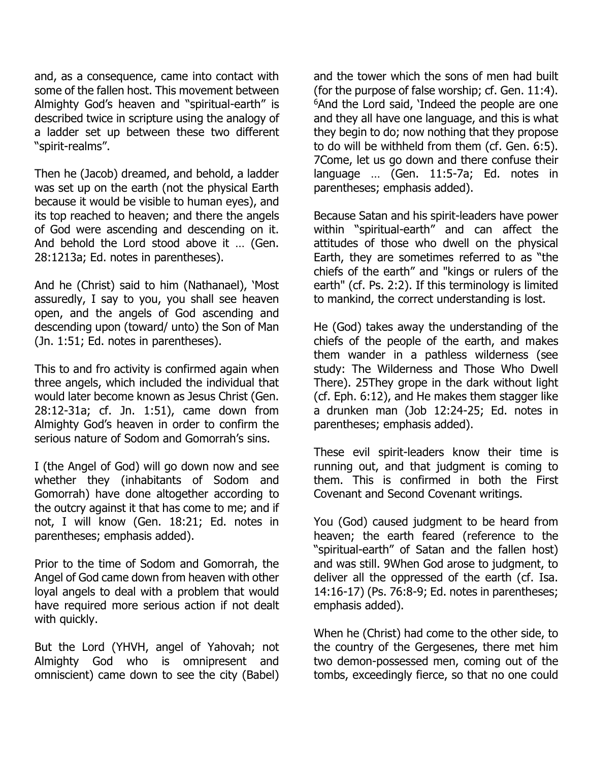and, as a consequence, came into contact with some of the fallen host. This movement between Almighty God's heaven and "spiritual-earth" is described twice in scripture using the analogy of a ladder set up between these two different "spirit-realms".

Then he (Jacob) dreamed, and behold, a ladder was set up on the earth (not the physical Earth because it would be visible to human eyes), and its top reached to heaven; and there the angels of God were ascending and descending on it. And behold the Lord stood above it … (Gen. 28:1213a; Ed. notes in parentheses).

And he (Christ) said to him (Nathanael), 'Most assuredly, I say to you, you shall see heaven open, and the angels of God ascending and descending upon (toward/ unto) the Son of Man (Jn. 1:51; Ed. notes in parentheses).

This to and fro activity is confirmed again when three angels, which included the individual that would later become known as Jesus Christ (Gen. 28:12-31a; cf. Jn. 1:51), came down from Almighty God's heaven in order to confirm the serious nature of Sodom and Gomorrah's sins.

I (the Angel of God) will go down now and see whether they (inhabitants of Sodom and Gomorrah) have done altogether according to the outcry against it that has come to me; and if not, I will know (Gen. 18:21; Ed. notes in parentheses; emphasis added).

Prior to the time of Sodom and Gomorrah, the Angel of God came down from heaven with other loyal angels to deal with a problem that would have required more serious action if not dealt with quickly.

But the Lord (YHVH, angel of Yahovah; not Almighty God who is omnipresent and omniscient) came down to see the city (Babel) and the tower which the sons of men had built (for the purpose of false worship; cf. Gen. 11:4). [6]And the Lord said, 'Indeed the people are one and they all have one language, and this is what they begin to do; now nothing that they propose to do will be withheld from them (cf. Gen. 6:5). 7Come, let us go down and there confuse their language … (Gen. 11:5-7a; Ed. notes in parentheses; emphasis added).

Because Satan and his spirit-leaders have power within "spiritual-earth" and can affect the attitudes of those who dwell on the physical Earth, they are sometimes referred to as "the chiefs of the earth" and "kings or rulers of the earth" (cf. Ps. 2:2). If this terminology is limited to mankind, the correct understanding is lost.

He (God) takes away the understanding of the chiefs of the people of the earth, and makes them wander in a pathless wilderness (see study: The Wilderness and Those Who Dwell There). 25They grope in the dark without light (cf. Eph. 6:12), and He makes them stagger like a drunken man (Job 12:24-25; Ed. notes in parentheses; emphasis added).

These evil spirit-leaders know their time is running out, and that judgment is coming to them. This is confirmed in both the First Covenant and Second Covenant writings.

You (God) caused judgment to be heard from heaven; the earth feared (reference to the "spiritual-earth" of Satan and the fallen host) and was still. 9When God arose to judgment, to deliver all the oppressed of the earth (cf. Isa. 14:16-17) (Ps. 76:8-9; Ed. notes in parentheses; emphasis added).

When he (Christ) had come to the other side, to the country of the Gergesenes, there met him two demon-possessed men, coming out of the tombs, exceedingly fierce, so that no one could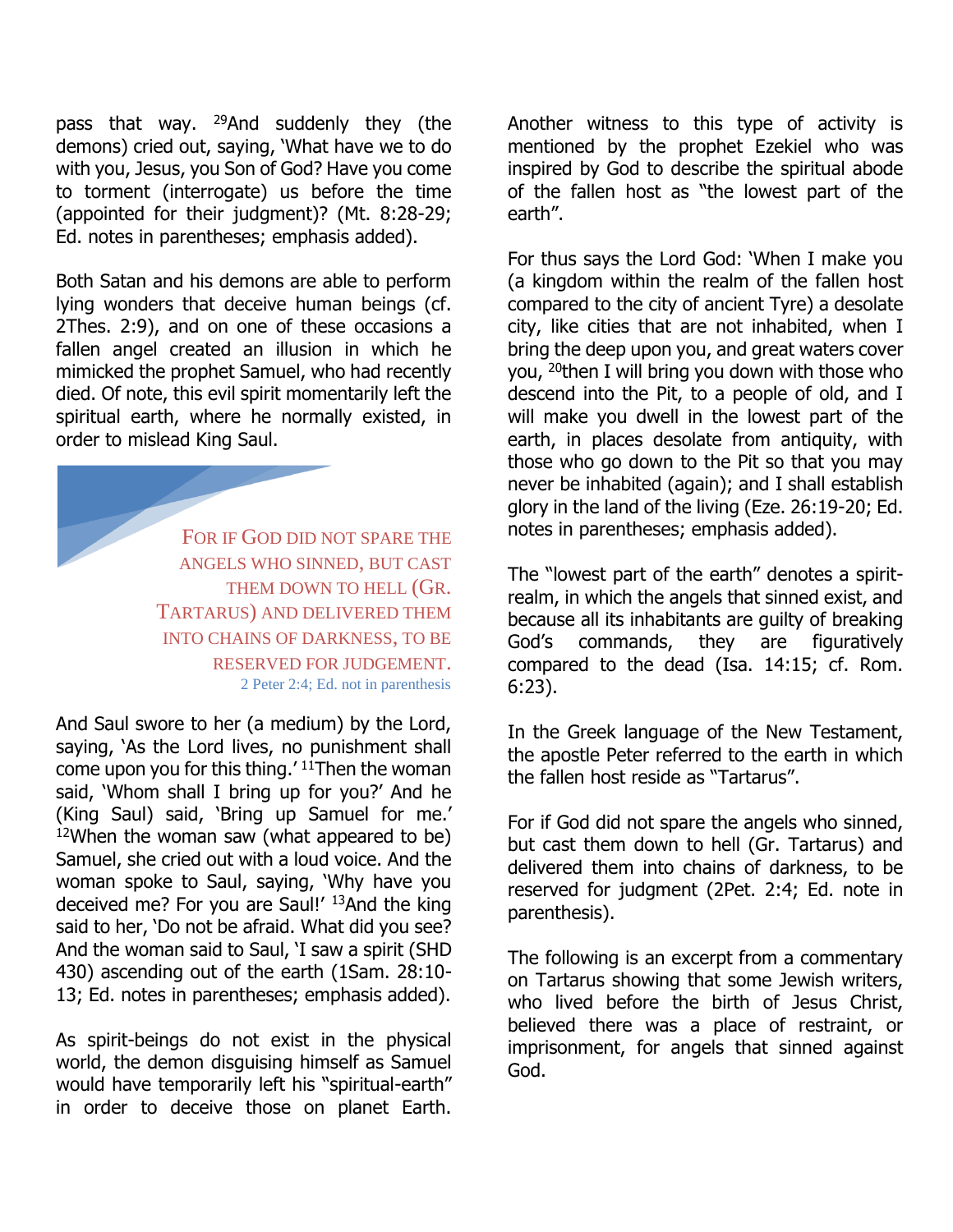pass that way. [29]And suddenly they (the demons) cried out, saying, 'What have we to do with you, Jesus, you Son of God? Have you come to torment (interrogate) us before the time (appointed for their judgment)? (Mt. 8:28-29; Ed. notes in parentheses; emphasis added).

Both Satan and his demons are able to perform lying wonders that deceive human beings (cf. 2Thes. 2:9), and on one of these occasions a fallen angel created an illusion in which he mimicked the prophet Samuel, who had recently died. Of note, this evil spirit momentarily left the spiritual earth, where he normally existed, in order to mislead King Saul.

> FOR IF GOD DID NOT SPARE THE ANGELS WHO SINNED, BUT CAST THEM DOWN TO HELL (GR. TARTARUS) AND DELIVERED THEM INTO CHAINS OF DARKNESS, TO BE RESERVED FOR JUDGEMENT.
> 2 Peter 2:4; Ed. not in parenthesis

And Saul swore to her (a medium) by the Lord, saying, 'As the Lord lives, no punishment shall come upon you for this thing.' [11]Then the woman said, 'Whom shall I bring up for you?' And he (King Saul) said, 'Bring up Samuel for me.' [12]When the woman saw (what appeared to be) Samuel, she cried out with a loud voice. And the woman spoke to Saul, saying, 'Why have you deceived me? For you are Saul!' [13]And the king said to her, 'Do not be afraid. What did you see? And the woman said to Saul, 'I saw a spirit (SHD 430) ascending out of the earth (1Sam. 28:10-13; Ed. notes in parentheses; emphasis added).

As spirit-beings do not exist in the physical world, the demon disguising himself as Samuel would have temporarily left his "spiritual-earth" in order to deceive those on planet Earth. Another witness to this type of activity is mentioned by the prophet Ezekiel who was inspired by God to describe the spiritual abode of the fallen host as "the lowest part of the earth".

For thus says the Lord God: 'When I make you (a kingdom within the realm of the fallen host compared to the city of ancient Tyre) a desolate city, like cities that are not inhabited, when I bring the deep upon you, and great waters cover you, [20]then I will bring you down with those who descend into the Pit, to a people of old, and I will make you dwell in the lowest part of the earth, in places desolate from antiquity, with those who go down to the Pit so that you may never be inhabited (again); and I shall establish glory in the land of the living (Eze. 26:19-20; Ed. notes in parentheses; emphasis added).

The "lowest part of the earth" denotes a spirit-realm, in which the angels that sinned exist, and because all its inhabitants are guilty of breaking God's commands, they are figuratively compared to the dead (Isa. 14:15; cf. Rom. 6:23).

In the Greek language of the New Testament, the apostle Peter referred to the earth in which the fallen host reside as "Tartarus".

For if God did not spare the angels who sinned, but cast them down to hell (Gr. Tartarus) and delivered them into chains of darkness, to be reserved for judgment (2Pet. 2:4; Ed. note in parenthesis).

The following is an excerpt from a commentary on Tartarus showing that some Jewish writers, who lived before the birth of Jesus Christ, believed there was a place of restraint, or imprisonment, for angels that sinned against God.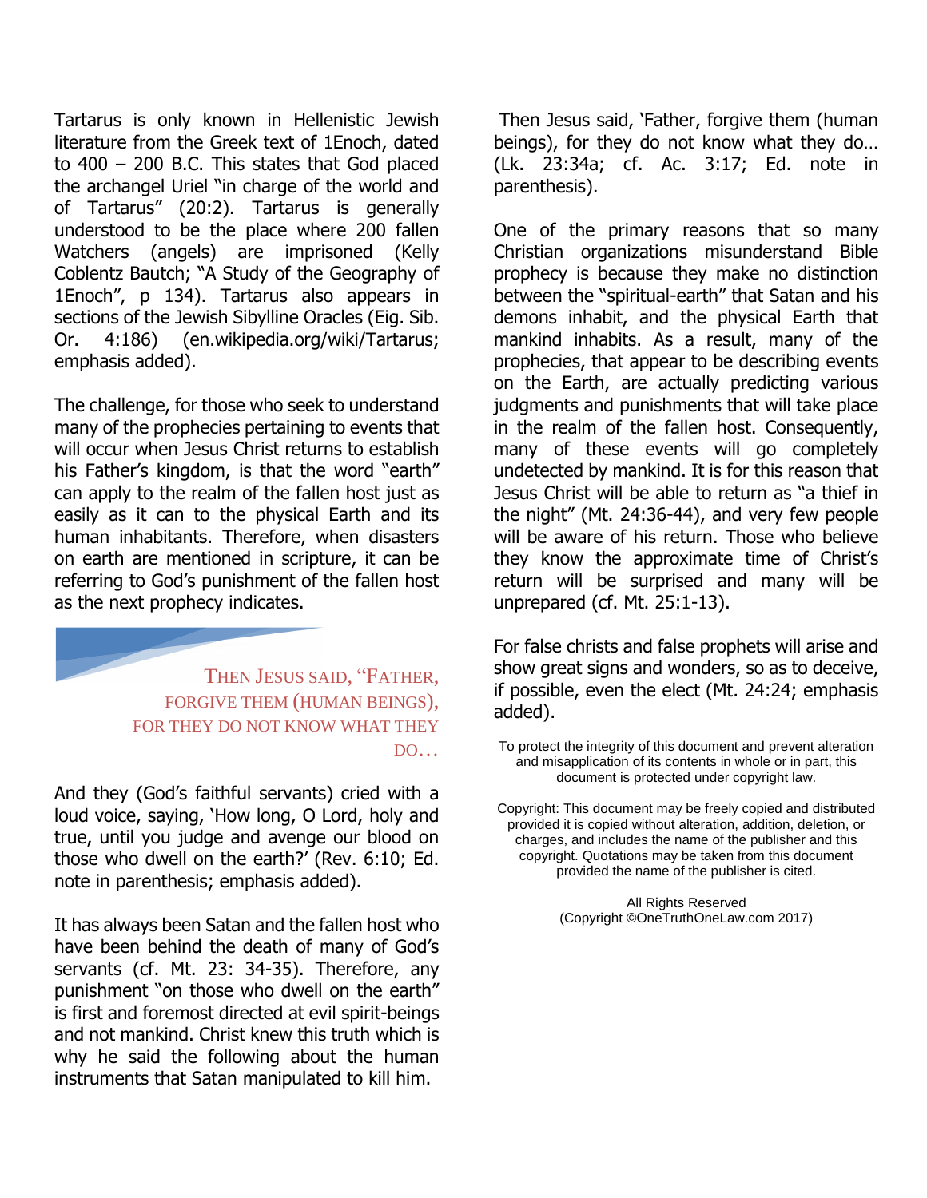Tartarus is only known in Hellenistic Jewish literature from the Greek text of 1Enoch, dated to 400 – 200 B.C. This states that God placed the archangel Uriel "in charge of the world and of Tartarus" (20:2). Tartarus is generally understood to be the place where 200 fallen Watchers (angels) are imprisoned (Kelly Coblentz Bautch; "A Study of the Geography of 1Enoch", p 134). Tartarus also appears in sections of the Jewish Sibylline Oracles (Eig. Sib. Or. 4:186) (en.wikipedia.org/wiki/Tartarus; emphasis added).

The challenge, for those who seek to understand many of the prophecies pertaining to events that will occur when Jesus Christ returns to establish his Father's kingdom, is that the word "earth" can apply to the realm of the fallen host just as easily as it can to the physical Earth and its human inhabitants. Therefore, when disasters on earth are mentioned in scripture, it can be referring to God's punishment of the fallen host as the next prophecy indicates.

> THEN JESUS SAID, "FATHER, FORGIVE THEM (HUMAN BEINGS), FOR THEY DO NOT KNOW WHAT THEY DO…

And they (God's faithful servants) cried with a loud voice, saying, 'How long, O Lord, holy and true, until you judge and avenge our blood on those who dwell on the earth?' (Rev. 6:10; Ed. note in parenthesis; emphasis added).

It has always been Satan and the fallen host who have been behind the death of many of God's servants (cf. Mt. 23: 34-35). Therefore, any punishment "on those who dwell on the earth" is first and foremost directed at evil spirit-beings and not mankind. Christ knew this truth which is why he said the following about the human instruments that Satan manipulated to kill him.

Then Jesus said, 'Father, forgive them (human beings), for they do not know what they do… (Lk. 23:34a; cf. Ac. 3:17; Ed. note in parenthesis).

One of the primary reasons that so many Christian organizations misunderstand Bible prophecy is because they make no distinction between the "spiritual-earth" that Satan and his demons inhabit, and the physical Earth that mankind inhabits. As a result, many of the prophecies, that appear to be describing events on the Earth, are actually predicting various judgments and punishments that will take place in the realm of the fallen host. Consequently, many of these events will go completely undetected by mankind. It is for this reason that Jesus Christ will be able to return as "a thief in the night" (Mt. 24:36-44), and very few people will be aware of his return. Those who believe they know the approximate time of Christ's return will be surprised and many will be unprepared (cf. Mt. 25:1-13).

For false christs and false prophets will arise and show great signs and wonders, so as to deceive, if possible, even the elect (Mt. 24:24; emphasis added).

To protect the integrity of this document and prevent alteration and misapplication of its contents in whole or in part, this document is protected under copyright law.

Copyright: This document may be freely copied and distributed provided it is copied without alteration, addition, deletion, or charges, and includes the name of the publisher and this copyright. Quotations may be taken from this document provided the name of the publisher is cited.

All Rights Reserved
(Copyright ©OneTruthOneLaw.com 2017)